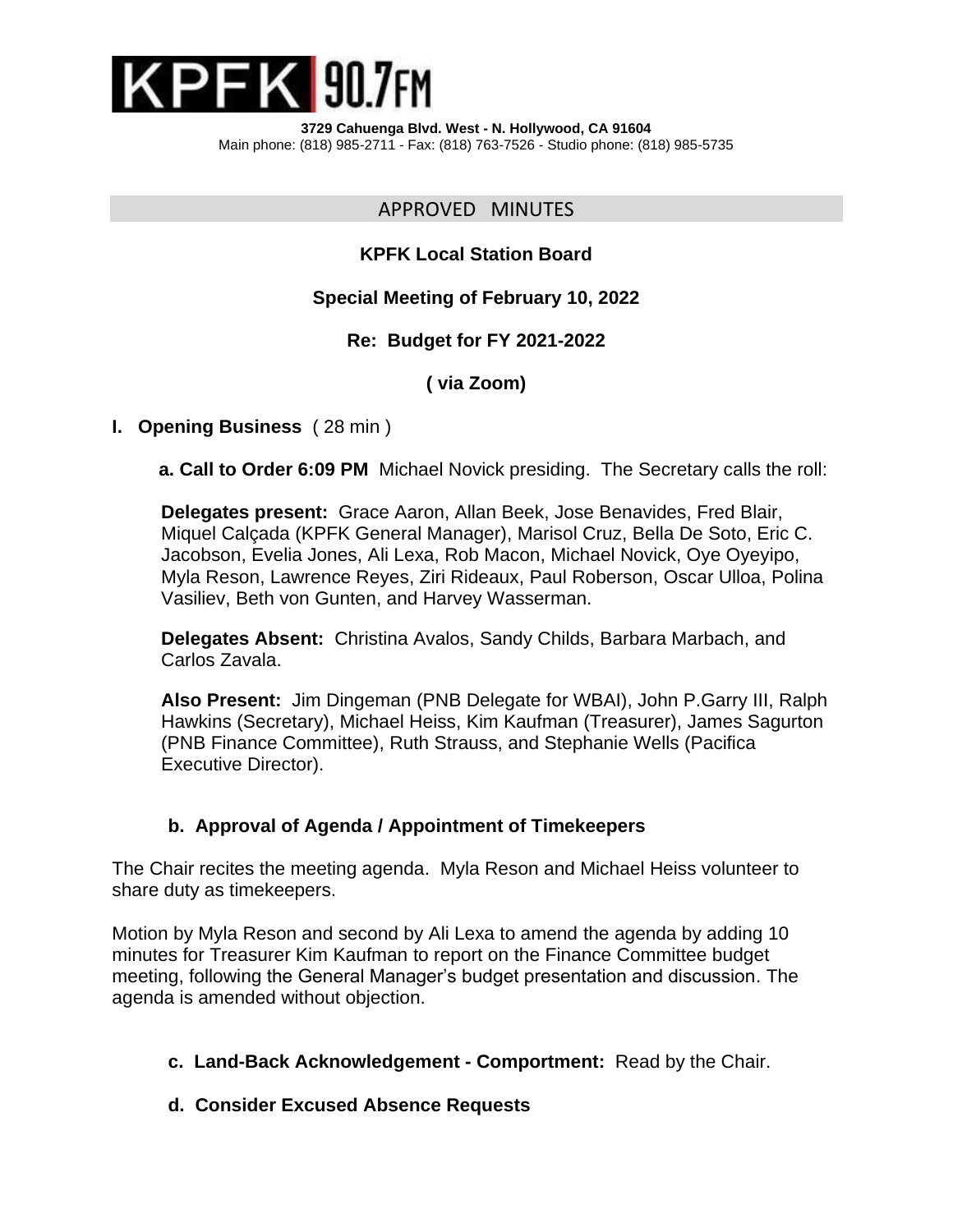# KPFK 90.7FM

**3729 Cahuenga Blvd. West - N. Hollywood, CA 91604**
Main phone: (818) 985-2711 - Fax: (818) 763-7526 - Studio phone: (818) 985-5735

## APPROVED MINUTES

**KPFK Local Station Board**

**Special Meeting of February 10, 2022**

**Re: Budget for FY 2021-2022**

**( via Zoom)**

## I. Opening Business ( 28 min )

**a. Call to Order 6:09 PM** Michael Novick presiding. The Secretary calls the roll:

**Delegates present:** Grace Aaron, Allan Beek, Jose Benavides, Fred Blair, Miquel Calçada (KPFK General Manager), Marisol Cruz, Bella De Soto, Eric C. Jacobson, Evelia Jones, Ali Lexa, Rob Macon, Michael Novick, Oye Oyeyipo, Myla Reson, Lawrence Reyes, Ziri Rideaux, Paul Roberson, Oscar Ulloa, Polina Vasiliev, Beth von Gunten, and Harvey Wasserman.

**Delegates Absent:** Christina Avalos, Sandy Childs, Barbara Marbach, and Carlos Zavala.

**Also Present:** Jim Dingeman (PNB Delegate for WBAI), John P.Garry III, Ralph Hawkins (Secretary), Michael Heiss, Kim Kaufman (Treasurer), James Sagurton (PNB Finance Committee), Ruth Strauss, and Stephanie Wells (Pacifica Executive Director).

### b. Approval of Agenda / Appointment of Timekeepers

The Chair recites the meeting agenda. Myla Reson and Michael Heiss volunteer to share duty as timekeepers.

Motion by Myla Reson and second by Ali Lexa to amend the agenda by adding 10 minutes for Treasurer Kim Kaufman to report on the Finance Committee budget meeting, following the General Manager's budget presentation and discussion. The agenda is amended without objection.

**c. Land-Back Acknowledgement - Comportment:** Read by the Chair.

**d. Consider Excused Absence Requests**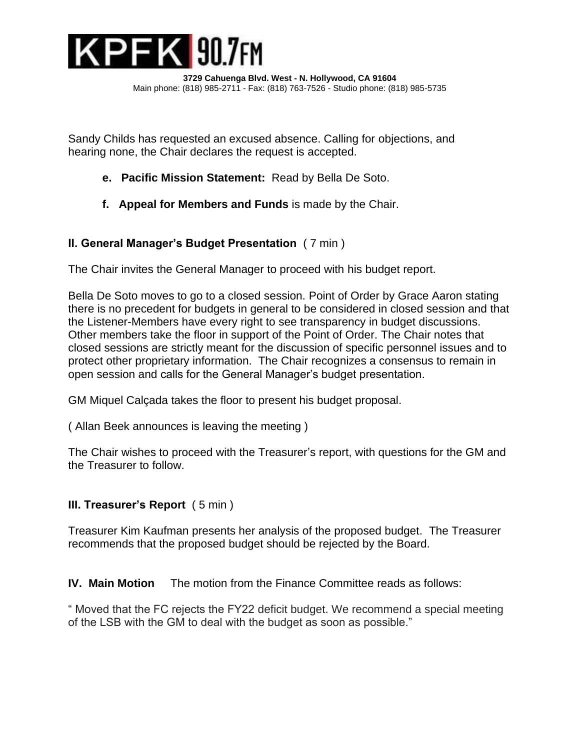Sandy Childs has requested an excused absence. Calling for objections, and hearing none, the Chair declares the request is accepted.

- **e. Pacific Mission Statement:** Read by Bella De Soto.
- **f. Appeal for Members and Funds** is made by the Chair.

## II. General Manager's Budget Presentation ( 7 min )

The Chair invites the General Manager to proceed with his budget report.

Bella De Soto moves to go to a closed session. Point of Order by Grace Aaron stating there is no precedent for budgets in general to be considered in closed session and that the Listener-Members have every right to see transparency in budget discussions. Other members take the floor in support of the Point of Order. The Chair notes that closed sessions are strictly meant for the discussion of specific personnel issues and to protect other proprietary information. The Chair recognizes a consensus to remain in open session and calls for the General Manager's budget presentation.

GM Miquel Calçada takes the floor to present his budget proposal.

( Allan Beek announces is leaving the meeting )

The Chair wishes to proceed with the Treasurer's report, with questions for the GM and the Treasurer to follow.

## III. Treasurer's Report ( 5 min )

Treasurer Kim Kaufman presents her analysis of the proposed budget. The Treasurer recommends that the proposed budget should be rejected by the Board.

## IV. Main Motion

The motion from the Finance Committee reads as follows:

" Moved that the FC rejects the FY22 deficit budget. We recommend a special meeting of the LSB with the GM to deal with the budget as soon as possible."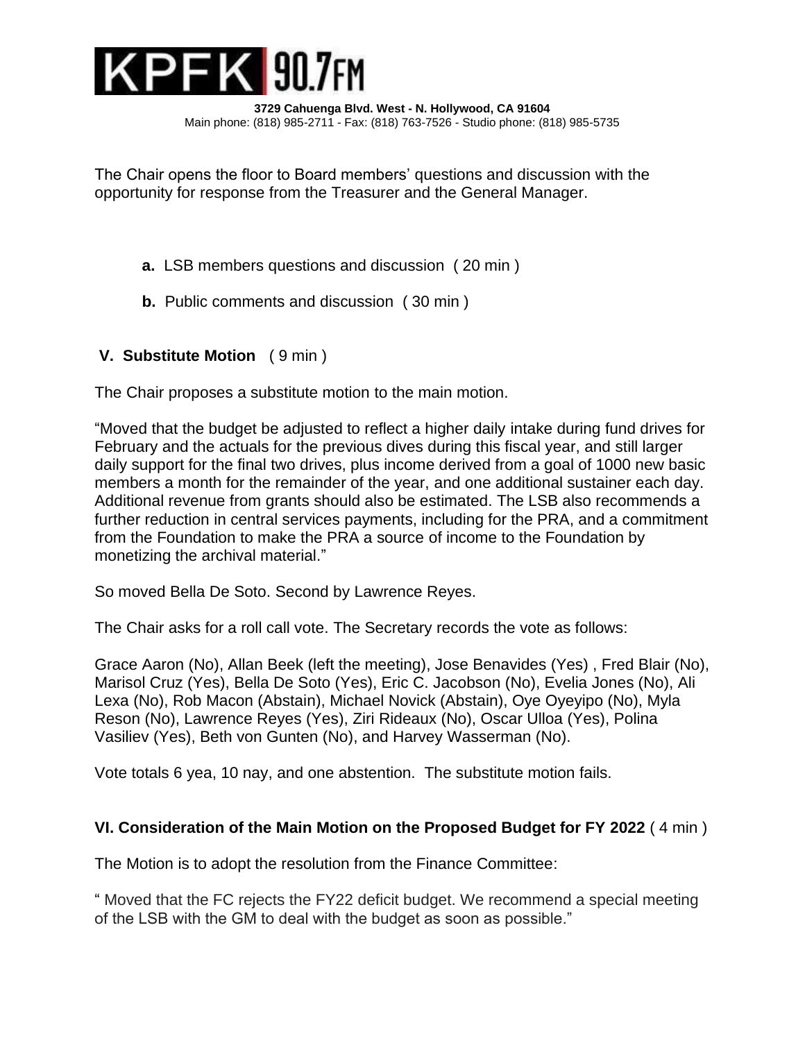The Chair opens the floor to Board members' questions and discussion with the opportunity for response from the Treasurer and the General Manager.

- **a.** LSB members questions and discussion ( 20 min )
- **b.** Public comments and discussion ( 30 min )

## V. Substitute Motion ( 9 min )

The Chair proposes a substitute motion to the main motion.

"Moved that the budget be adjusted to reflect a higher daily intake during fund drives for February and the actuals for the previous dives during this fiscal year, and still larger daily support for the final two drives, plus income derived from a goal of 1000 new basic members a month for the remainder of the year, and one additional sustainer each day. Additional revenue from grants should also be estimated. The LSB also recommends a further reduction in central services payments, including for the PRA, and a commitment from the Foundation to make the PRA a source of income to the Foundation by monetizing the archival material."

So moved Bella De Soto. Second by Lawrence Reyes.

The Chair asks for a roll call vote. The Secretary records the vote as follows:

Grace Aaron (No), Allan Beek (left the meeting), Jose Benavides (Yes) , Fred Blair (No), Marisol Cruz (Yes), Bella De Soto (Yes), Eric C. Jacobson (No), Evelia Jones (No), Ali Lexa (No), Rob Macon (Abstain), Michael Novick (Abstain), Oye Oyeyipo (No), Myla Reson (No), Lawrence Reyes (Yes), Ziri Rideaux (No), Oscar Ulloa (Yes), Polina Vasiliev (Yes), Beth von Gunten (No), and Harvey Wasserman (No).

Vote totals 6 yea, 10 nay, and one abstention. The substitute motion fails.

## VI. Consideration of the Main Motion on the Proposed Budget for FY 2022 ( 4 min )

The Motion is to adopt the resolution from the Finance Committee:

" Moved that the FC rejects the FY22 deficit budget. We recommend a special meeting of the LSB with the GM to deal with the budget as soon as possible."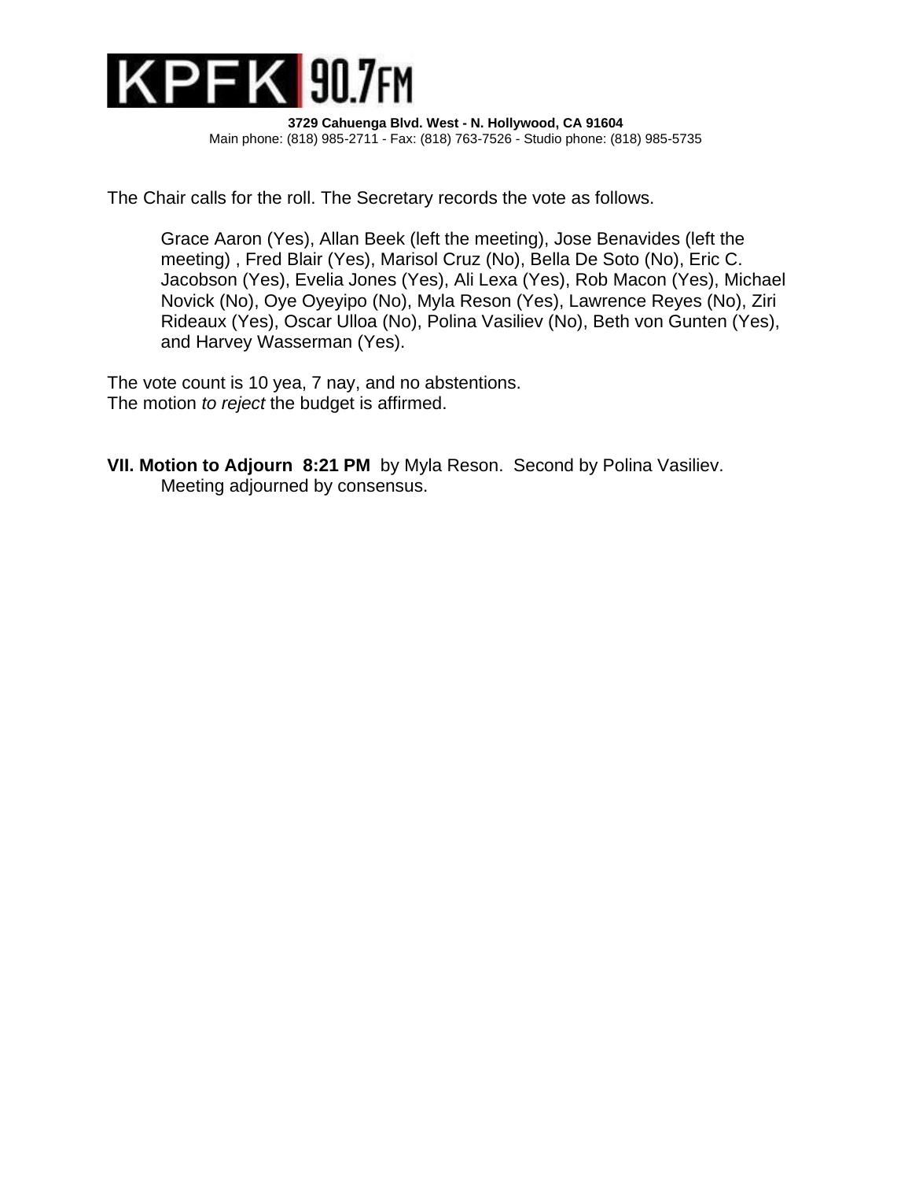The Chair calls for the roll. The Secretary records the vote as follows.

> Grace Aaron (Yes), Allan Beek (left the meeting), Jose Benavides (left the meeting) , Fred Blair (Yes), Marisol Cruz (No), Bella De Soto (No), Eric C. Jacobson (Yes), Evelia Jones (Yes), Ali Lexa (Yes), Rob Macon (Yes), Michael Novick (No), Oye Oyeyipo (No), Myla Reson (Yes), Lawrence Reyes (No), Ziri Rideaux (Yes), Oscar Ulloa (No), Polina Vasiliev (No), Beth von Gunten (Yes), and Harvey Wasserman (Yes).

The vote count is 10 yea, 7 nay, and no abstentions.
The motion *to reject* the budget is affirmed.

**VII. Motion to Adjourn 8:21 PM** by Myla Reson. Second by Polina Vasiliev.
Meeting adjourned by consensus.